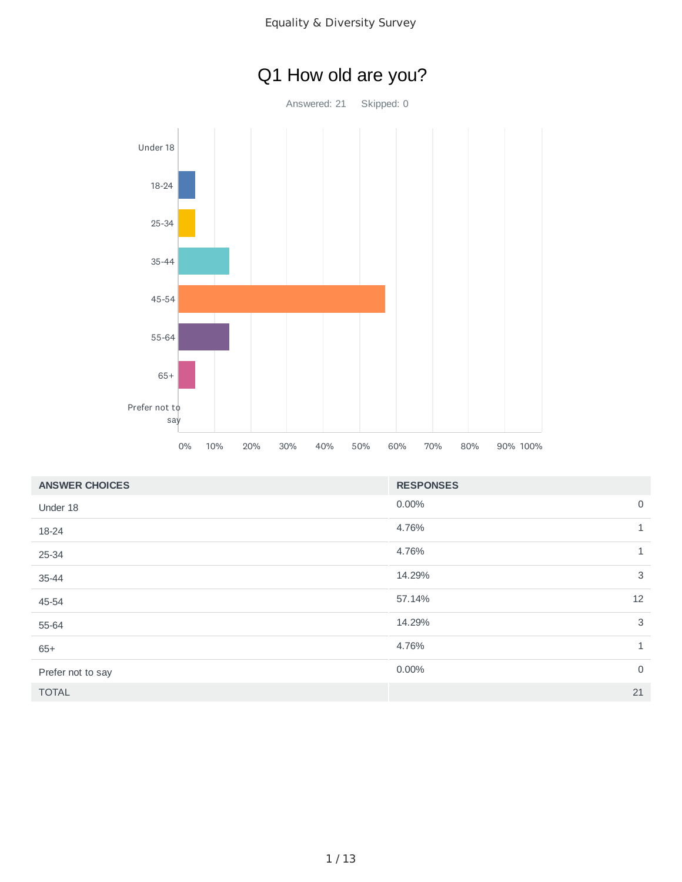# Equality & Diversity Survey

## Q1 How old are you?

Answered: 21 Skipped: 0

| ANSWER CHOICES | RESPONSES | |
|---|---|---|
| Under 18 | 0.00% | 0 |
| 18-24 | 4.76% | 1 |
| 25-34 | 4.76% | 1 |
| 35-44 | 14.29% | 3 |
| 45-54 | 57.14% | 12 |
| 55-64 | 14.29% | 3 |
| 65+ | 4.76% | 1 |
| Prefer not to say | 0.00% | 0 |
| TOTAL | | 21 |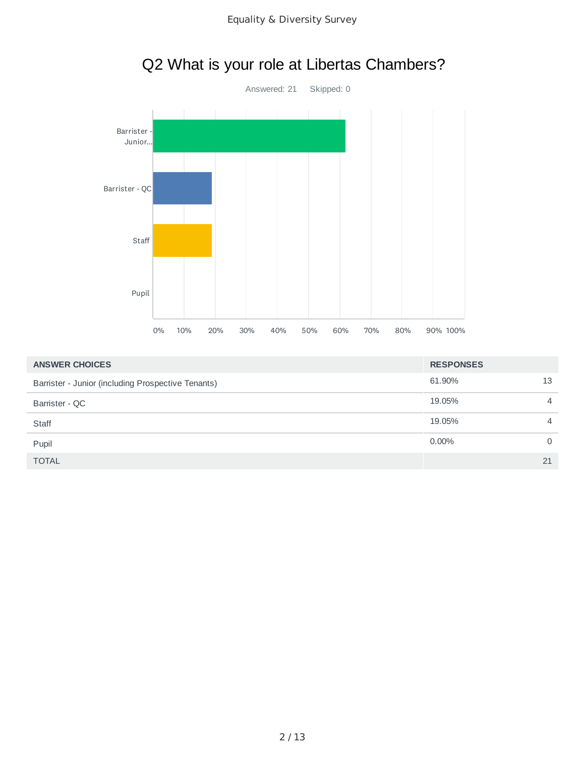## Q2 What is your role at Libertas Chambers?

Answered: 21    Skipped: 0

| ANSWER CHOICES | RESPONSES | |
|---|---|---|
| Barrister - Junior (including Prospective Tenants) | 61.90% | 13 |
| Barrister - QC | 19.05% | 4 |
| Staff | 19.05% | 4 |
| Pupil | 0.00% | 0 |
| TOTAL | | 21 |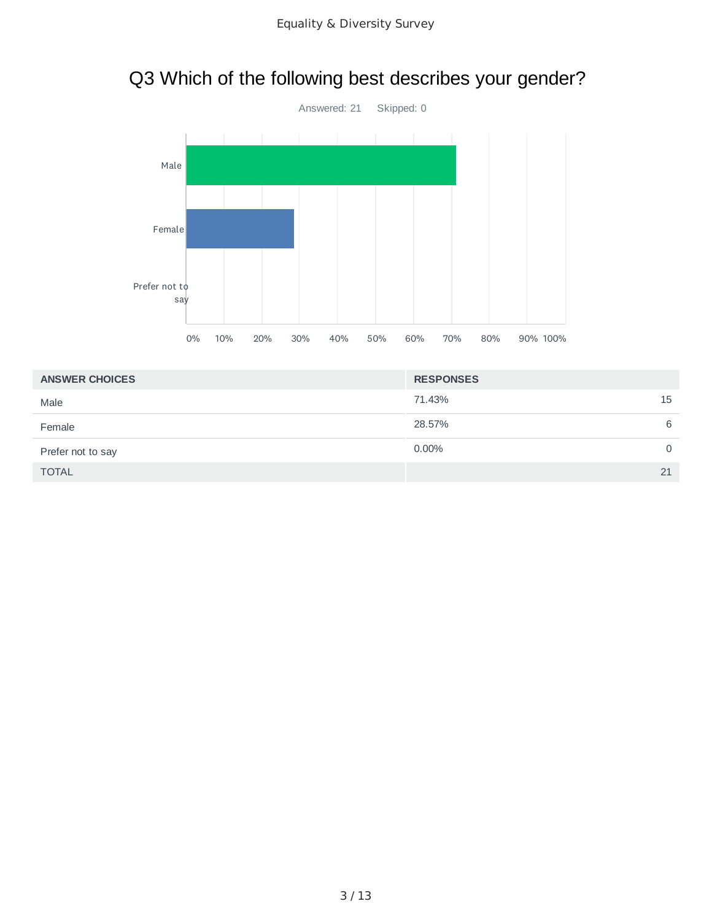# Q3 Which of the following best describes your gender?

Answered: 21 Skipped: 0

| ANSWER CHOICES | RESPONSES | |
|---|---|---|
| Male | 71.43% | 15 |
| Female | 28.57% | 6 |
| Prefer not to say | 0.00% | 0 |
| TOTAL | | 21 |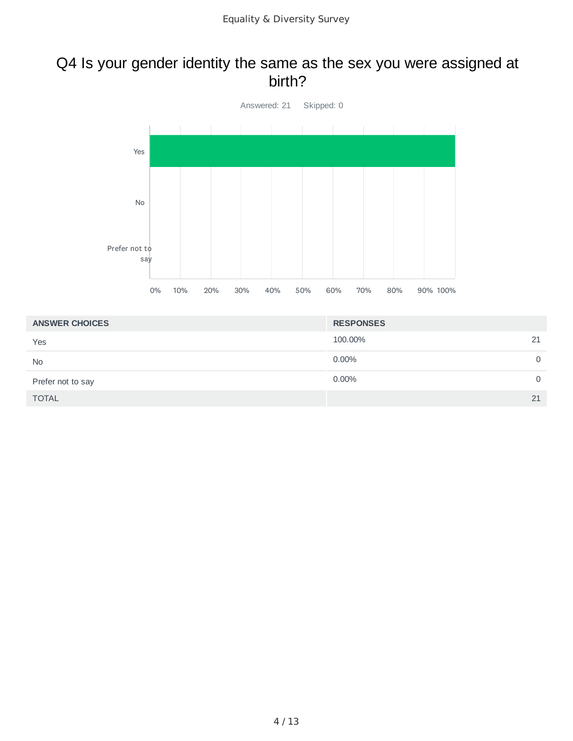## Q4 Is your gender identity the same as the sex you were assigned at birth?

Answered: 21 Skipped: 0

| ANSWER CHOICES | RESPONSES | |
|---|---|---|
| Yes | 100.00% | 21 |
| No | 0.00% | 0 |
| Prefer not to say | 0.00% | 0 |
| TOTAL | | 21 |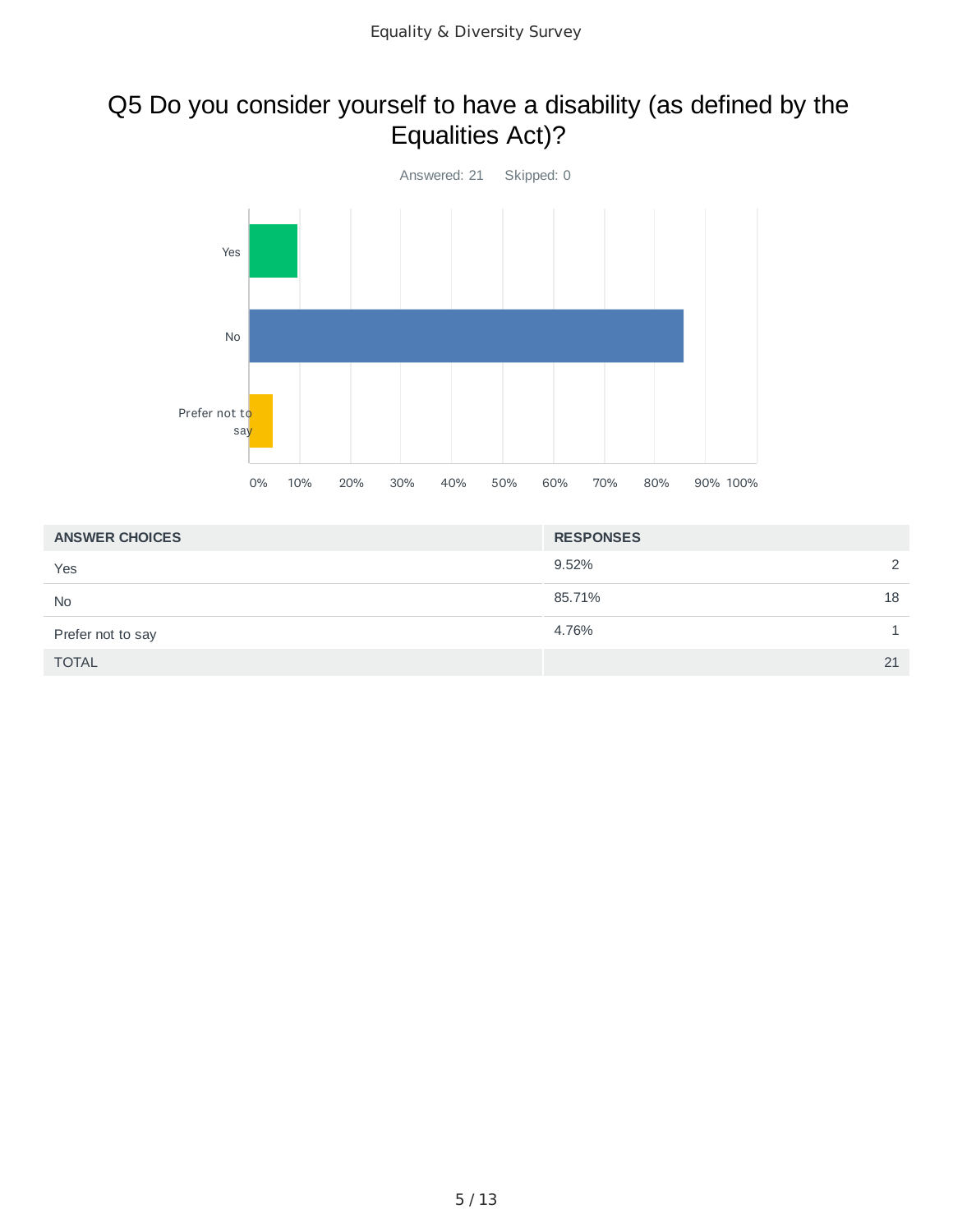# Q5 Do you consider yourself to have a disability (as defined by the Equalities Act)?

Answered: 21    Skipped: 0

| ANSWER CHOICES | RESPONSES | |
|---|---|---|
| Yes | 9.52% | 2 |
| No | 85.71% | 18 |
| Prefer not to say | 4.76% | 1 |
| TOTAL | | 21 |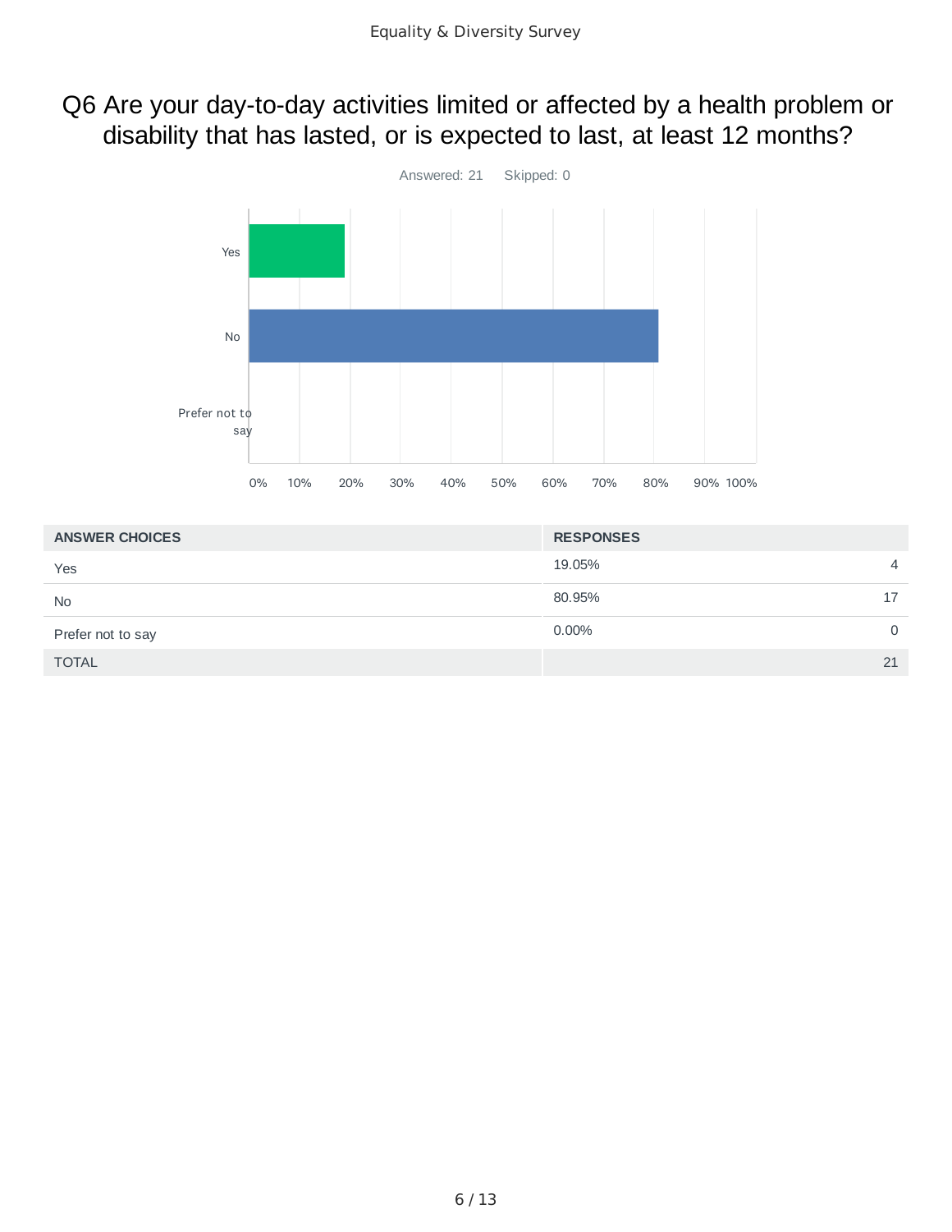## Q6 Are your day-to-day activities limited or affected by a health problem or disability that has lasted, or is expected to last, at least 12 months?

Answered: 21 Skipped: 0

| ANSWER CHOICES | RESPONSES | |
|---|---|---|
| Yes | 19.05% | 4 |
| No | 80.95% | 17 |
| Prefer not to say | 0.00% | 0 |
| TOTAL | | 21 |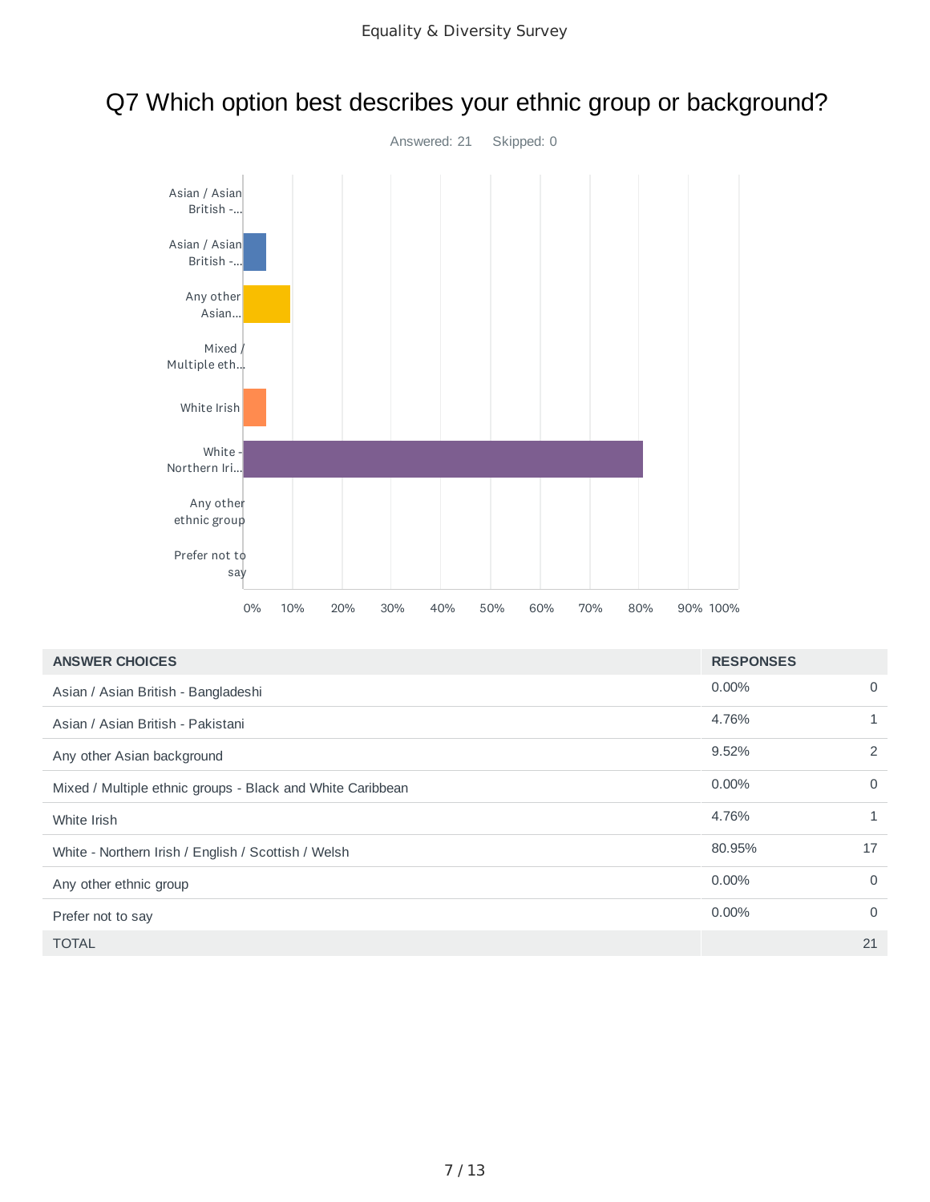# Q7 Which option best describes your ethnic group or background?

Answered: 21 Skipped: 0

| ANSWER CHOICES | RESPONSES | |
|---|---|---|
| Asian / Asian British - Bangladeshi | 0.00% | 0 |
| Asian / Asian British - Pakistani | 4.76% | 1 |
| Any other Asian background | 9.52% | 2 |
| Mixed / Multiple ethnic groups - Black and White Caribbean | 0.00% | 0 |
| White Irish | 4.76% | 1 |
| White - Northern Irish / English / Scottish / Welsh | 80.95% | 17 |
| Any other ethnic group | 0.00% | 0 |
| Prefer not to say | 0.00% | 0 |
| TOTAL | | 21 |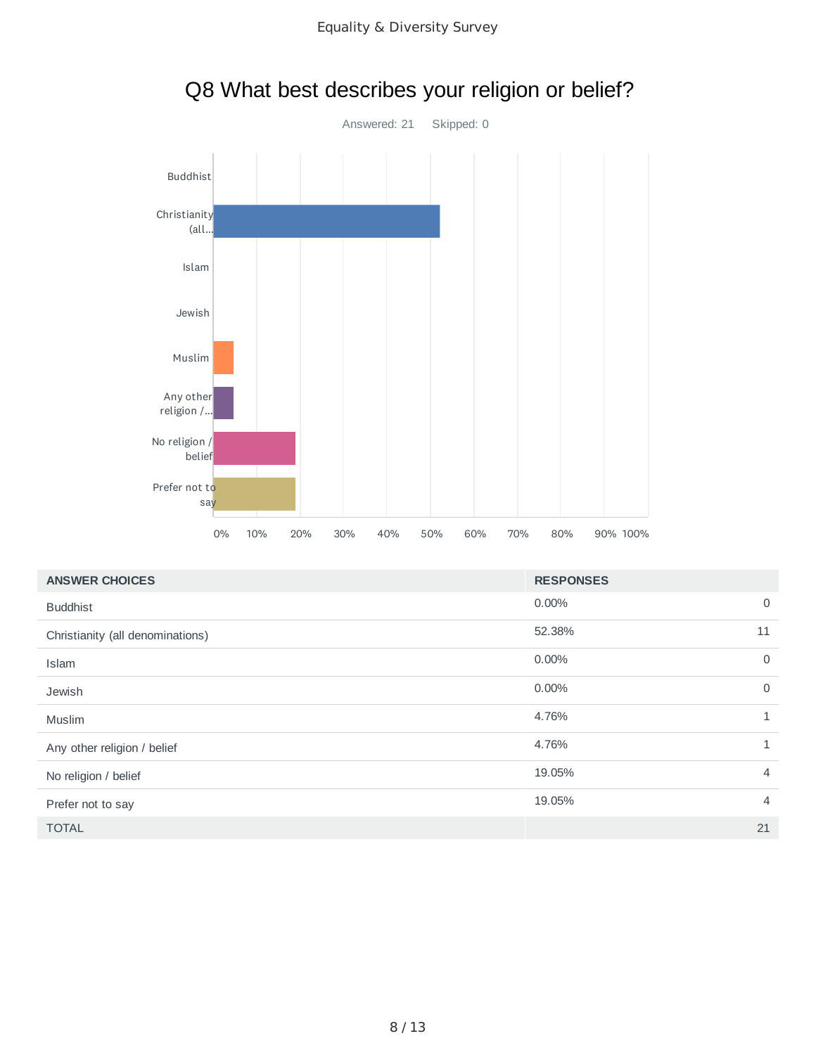## Q8 What best describes your religion or belief?

Answered: 21 Skipped: 0

| ANSWER CHOICES | RESPONSES | |
|---|---|---|
| Buddhist | 0.00% | 0 |
| Christianity (all denominations) | 52.38% | 11 |
| Islam | 0.00% | 0 |
| Jewish | 0.00% | 0 |
| Muslim | 4.76% | 1 |
| Any other religion / belief | 4.76% | 1 |
| No religion / belief | 19.05% | 4 |
| Prefer not to say | 19.05% | 4 |
| TOTAL | | 21 |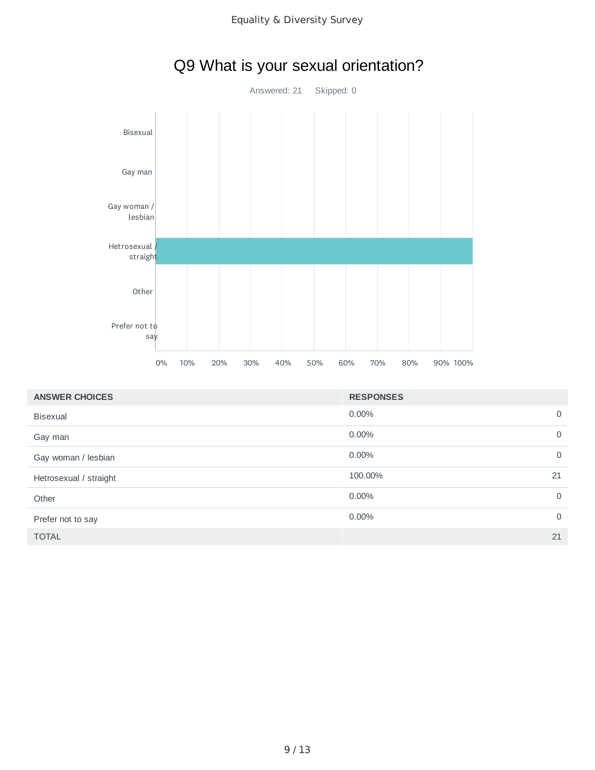# Q9 What is your sexual orientation?

Answered: 21 Skipped: 0

| ANSWER CHOICES | RESPONSES | |
|---|---|---|
| Bisexual | 0.00% | 0 |
| Gay man | 0.00% | 0 |
| Gay woman / lesbian | 0.00% | 0 |
| Hetrosexual / straight | 100.00% | 21 |
| Other | 0.00% | 0 |
| Prefer not to say | 0.00% | 0 |
| TOTAL | | 21 |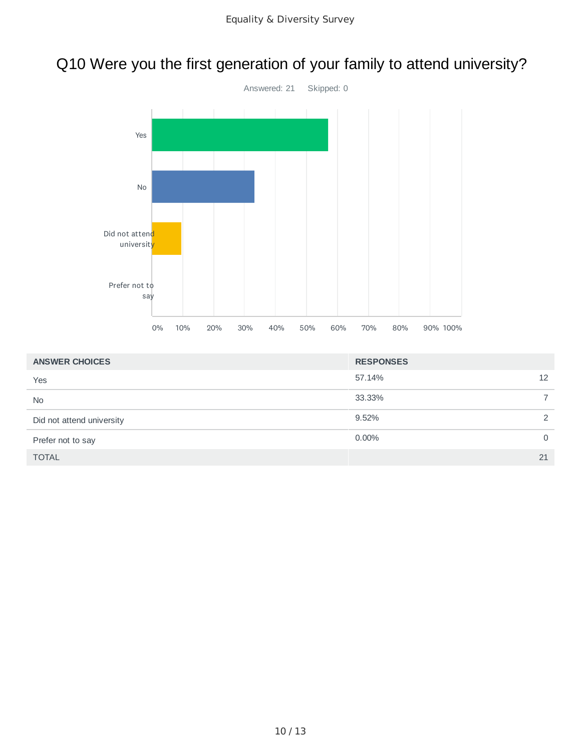# Q10 Were you the first generation of your family to attend university?

Answered: 21 Skipped: 0

| ANSWER CHOICES | RESPONSES | |
|---|---|---|
| Yes | 57.14% | 12 |
| No | 33.33% | 7 |
| Did not attend university | 9.52% | 2 |
| Prefer not to say | 0.00% | 0 |
| TOTAL | | 21 |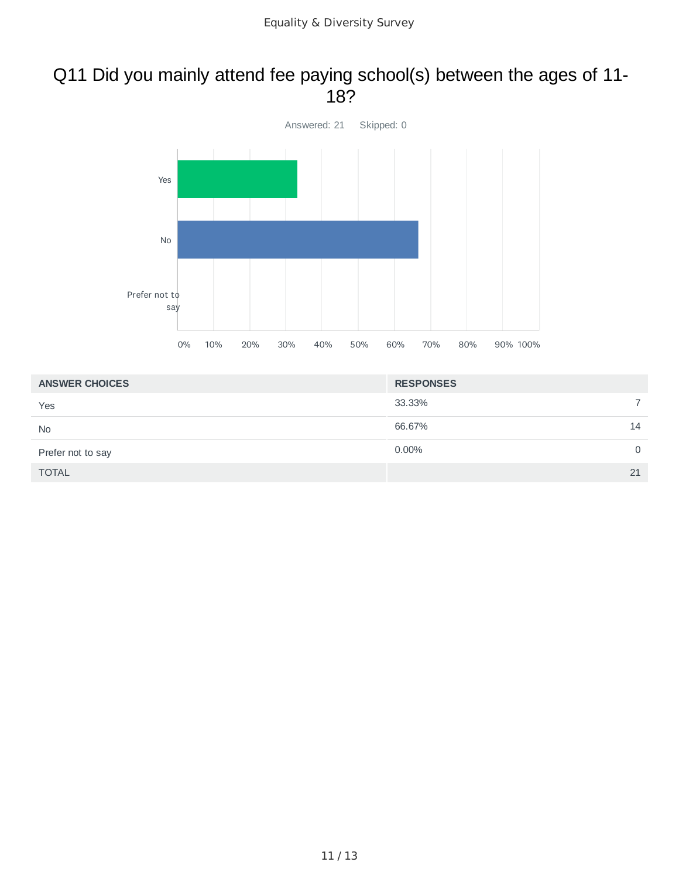# Q11 Did you mainly attend fee paying school(s) between the ages of 11-18?

Answered: 21 Skipped: 0

| ANSWER CHOICES | RESPONSES | |
|---|---|---|
| Yes | 33.33% | 7 |
| No | 66.67% | 14 |
| Prefer not to say | 0.00% | 0 |
| TOTAL | | 21 |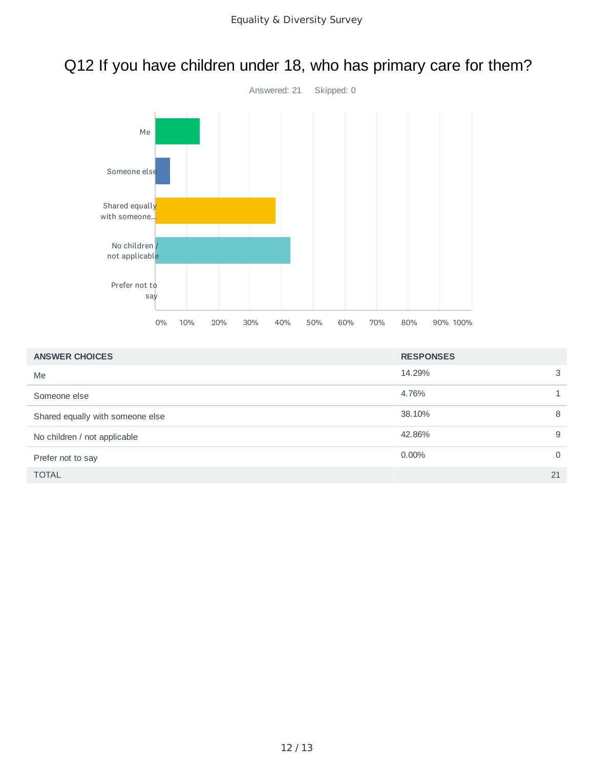# Q12 If you have children under 18, who has primary care for them?

Answered: 21 Skipped: 0

| ANSWER CHOICES | RESPONSES | |
|---|---|---|
| Me | 14.29% | 3 |
| Someone else | 4.76% | 1 |
| Shared equally with someone else | 38.10% | 8 |
| No children / not applicable | 42.86% | 9 |
| Prefer not to say | 0.00% | 0 |
| TOTAL | | 21 |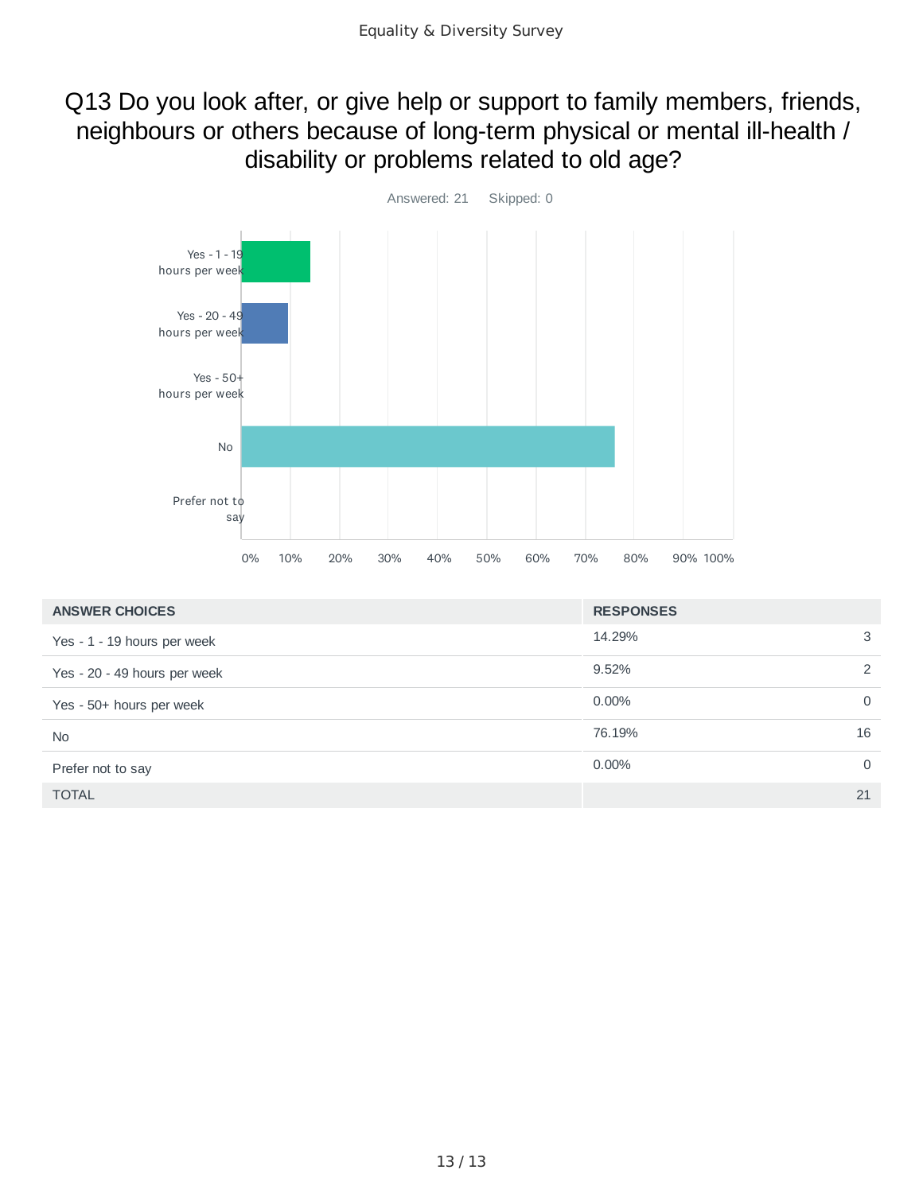# Q13 Do you look after, or give help or support to family members, friends, neighbours or others because of long-term physical or mental ill-health / disability or problems related to old age?

Answered: 21 Skipped: 0

Yes - 1 - 19 hours per week

Yes - 20 - 49 hours per week

Yes - 50+ hours per week

No

Prefer not to say

0% 10% 20% 30% 40% 50% 60% 70% 80% 90% 100%

| ANSWER CHOICES | RESPONSES | |
|---|---|---|
| Yes - 1 - 19 hours per week | 14.29% | 3 |
| Yes - 20 - 49 hours per week | 9.52% | 2 |
| Yes - 50+ hours per week | 0.00% | 0 |
| No | 76.19% | 16 |
| Prefer not to say | 0.00% | 0 |
| TOTAL | | 21 |